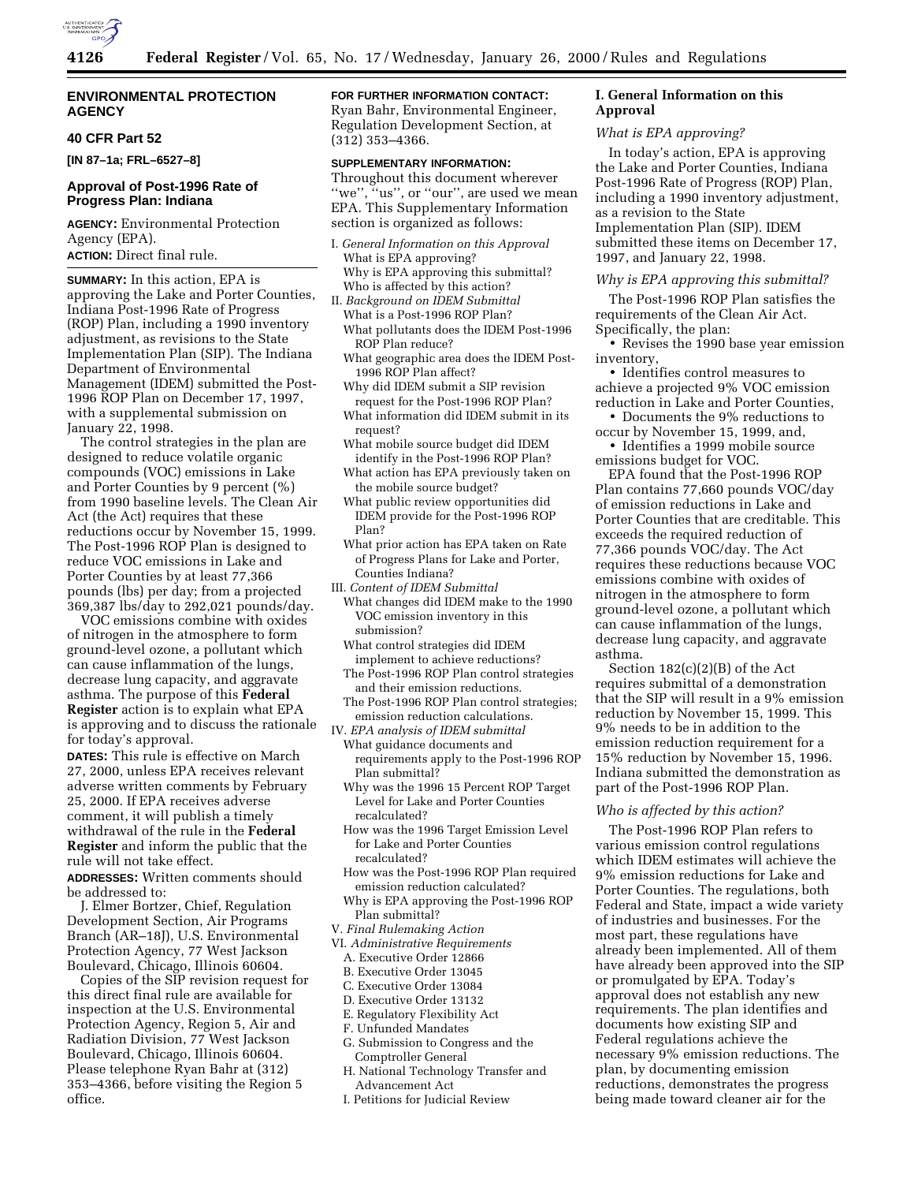## ENVIRONMENTAL PROTECTION AGENCY

### 40 CFR Part 52

**[IN 87–1a; FRL–6527–8]**

### Approval of Post-1996 Rate of Progress Plan: Indiana

**AGENCY:** Environmental Protection Agency (EPA).

**ACTION:** Direct final rule.

**SUMMARY:** In this action, EPA is approving the Lake and Porter Counties, Indiana Post-1996 Rate of Progress (ROP) Plan, including a 1990 inventory adjustment, as revisions to the State Implementation Plan (SIP). The Indiana Department of Environmental Management (IDEM) submitted the Post-1996 ROP Plan on December 17, 1997, with a supplemental submission on January 22, 1998.

The control strategies in the plan are designed to reduce volatile organic compounds (VOC) emissions in Lake and Porter Counties by 9 percent (%) from 1990 baseline levels. The Clean Air Act (the Act) requires that these reductions occur by November 15, 1999. The Post-1996 ROP Plan is designed to reduce VOC emissions in Lake and Porter Counties by at least 77,366 pounds (lbs) per day; from a projected 369,387 lbs/day to 292,021 pounds/day.

VOC emissions combine with oxides of nitrogen in the atmosphere to form ground-level ozone, a pollutant which can cause inflammation of the lungs, decrease lung capacity, and aggravate asthma. The purpose of this **Federal Register** action is to explain what EPA is approving and to discuss the rationale for today's approval.

**DATES:** This rule is effective on March 27, 2000, unless EPA receives relevant adverse written comments by February 25, 2000. If EPA receives adverse comment, it will publish a timely withdrawal of the rule in the **Federal Register** and inform the public that the rule will not take effect.

**ADDRESSES:** Written comments should be addressed to:

J. Elmer Bortzer, Chief, Regulation Development Section, Air Programs Branch (AR–18J), U.S. Environmental Protection Agency, 77 West Jackson Boulevard, Chicago, Illinois 60604.

Copies of the SIP revision request for this direct final rule are available for inspection at the U.S. Environmental Protection Agency, Region 5, Air and Radiation Division, 77 West Jackson Boulevard, Chicago, Illinois 60604. Please telephone Ryan Bahr at (312) 353–4366, before visiting the Region 5 office.

**FOR FURTHER INFORMATION CONTACT:** Ryan Bahr, Environmental Engineer, Regulation Development Section, at (312) 353–4366.

**SUPPLEMENTARY INFORMATION:** Throughout this document wherever "we", "us", or "our", are used we mean EPA. This Supplementary Information section is organized as follows:

I. *General Information on this Approval*
- What is EPA approving?
- Why is EPA approving this submittal?
- Who is affected by this action?

II. *Background on IDEM Submittal*
- What is a Post-1996 ROP Plan?
- What pollutants does the IDEM Post-1996 ROP Plan reduce?
- What geographic area does the IDEM Post-1996 ROP Plan affect?
- Why did IDEM submit a SIP revision request for the Post-1996 ROP Plan?
- What information did IDEM submit in its request?
- What mobile source budget did IDEM identify in the Post-1996 ROP Plan?
- What action has EPA previously taken on the mobile source budget?
- What public review opportunities did IDEM provide for the Post-1996 ROP Plan?
- What prior action has EPA taken on Rate of Progress Plans for Lake and Porter, Counties Indiana?

III. *Content of IDEM Submittal*
- What changes did IDEM make to the 1990 VOC emission inventory in this submission?
- What control strategies did IDEM implement to achieve reductions?
- The Post-1996 ROP Plan control strategies and their emission reductions.
- The Post-1996 ROP Plan control strategies; emission reduction calculations.

IV. *EPA analysis of IDEM submittal*
- What guidance documents and requirements apply to the Post-1996 ROP Plan submittal?
- Why was the 1996 15 Percent ROP Target Level for Lake and Porter Counties recalculated?
- How was the 1996 Target Emission Level for Lake and Porter Counties recalculated?
- How was the Post-1996 ROP Plan required emission reduction calculated?
- Why is EPA approving the Post-1996 ROP Plan submittal?

V. *Final Rulemaking Action*

VI. *Administrative Requirements*
- A. Executive Order 12866
- B. Executive Order 13045
- C. Executive Order 13084
- D. Executive Order 13132
- E. Regulatory Flexibility Act
- F. Unfunded Mandates
- G. Submission to Congress and the Comptroller General
- H. National Technology Transfer and Advancement Act
- I. Petitions for Judicial Review

## I. General Information on this Approval

*What is EPA approving?*

In today's action, EPA is approving the Lake and Porter Counties, Indiana Post-1996 Rate of Progress (ROP) Plan, including a 1990 inventory adjustment, as a revision to the State Implementation Plan (SIP). IDEM submitted these items on December 17, 1997, and January 22, 1998.

*Why is EPA approving this submittal?*

The Post-1996 ROP Plan satisfies the requirements of the Clean Air Act. Specifically, the plan:

- Revises the 1990 base year emission inventory,
- Identifies control measures to achieve a projected 9% VOC emission reduction in Lake and Porter Counties,
- Documents the 9% reductions to occur by November 15, 1999, and,
- Identifies a 1999 mobile source emissions budget for VOC.

EPA found that the Post-1996 ROP Plan contains 77,660 pounds VOC/day of emission reductions in Lake and Porter Counties that are creditable. This exceeds the required reduction of 77,366 pounds VOC/day. The Act requires these reductions because VOC emissions combine with oxides of nitrogen in the atmosphere to form ground-level ozone, a pollutant which can cause inflammation of the lungs, decrease lung capacity, and aggravate asthma.

Section 182(c)(2)(B) of the Act requires submittal of a demonstration that the SIP will result in a 9% emission reduction by November 15, 1999. This 9% needs to be in addition to the emission reduction requirement for a 15% reduction by November 15, 1996. Indiana submitted the demonstration as part of the Post-1996 ROP Plan.

*Who is affected by this action?*

The Post-1996 ROP Plan refers to various emission control regulations which IDEM estimates will achieve the 9% emission reductions for Lake and Porter Counties. The regulations, both Federal and State, impact a wide variety of industries and businesses. For the most part, these regulations have already been implemented. All of them have already been approved into the SIP or promulgated by EPA. Today's approval does not establish any new requirements. The plan identifies and documents how existing SIP and Federal regulations achieve the necessary 9% emission reductions. The plan, by documenting emission reductions, demonstrates the progress being made toward cleaner air for the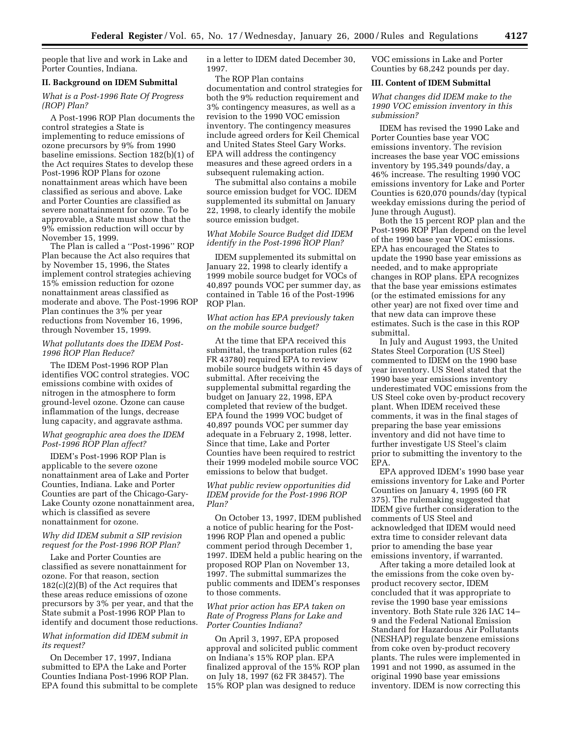people that live and work in Lake and Porter Counties, Indiana.

## II. Background on IDEM Submittal

### *What is a Post-1996 Rate Of Progress (ROP) Plan?*

A Post-1996 ROP Plan documents the control strategies a State is implementing to reduce emissions of ozone precursors by 9% from 1990 baseline emissions. Section 182(b)(1) of the Act requires States to develop these Post-1996 ROP Plans for ozone nonattainment areas which have been classified as serious and above. Lake and Porter Counties are classified as severe nonattainment for ozone. To be approvable, a State must show that the 9% emission reduction will occur by November 15, 1999.

The Plan is called a ''Post-1996'' ROP Plan because the Act also requires that by November 15, 1996, the States implement control strategies achieving 15% emission reduction for ozone nonattainment areas classified as moderate and above. The Post-1996 ROP Plan continues the 3% per year reductions from November 16, 1996, through November 15, 1999.

### *What pollutants does the IDEM Post-1996 ROP Plan Reduce?*

The IDEM Post-1996 ROP Plan identifies VOC control strategies. VOC emissions combine with oxides of nitrogen in the atmosphere to form ground-level ozone. Ozone can cause inflammation of the lungs, decrease lung capacity, and aggravate asthma.

### *What geographic area does the IDEM Post-1996 ROP Plan affect?*

IDEM's Post-1996 ROP Plan is applicable to the severe ozone nonattainment area of Lake and Porter Counties, Indiana. Lake and Porter Counties are part of the Chicago-Gary-Lake County ozone nonattainment area, which is classified as severe nonattainment for ozone.

### *Why did IDEM submit a SIP revision request for the Post-1996 ROP Plan?*

Lake and Porter Counties are classified as severe nonattainment for ozone. For that reason, section 182(c)(2)(B) of the Act requires that these areas reduce emissions of ozone precursors by 3% per year, and that the State submit a Post-1996 ROP Plan to identify and document those reductions.

### *What information did IDEM submit in its request?*

On December 17, 1997, Indiana submitted to EPA the Lake and Porter Counties Indiana Post-1996 ROP Plan. EPA found this submittal to be complete in a letter to IDEM dated December 30, 1997.

The ROP Plan contains documentation and control strategies for both the 9% reduction requirement and 3% contingency measures, as well as a revision to the 1990 VOC emission inventory. The contingency measures include agreed orders for Keil Chemical and United States Steel Gary Works. EPA will address the contingency measures and these agreed orders in a subsequent rulemaking action.

The submittal also contains a mobile source emission budget for VOC. IDEM supplemented its submittal on January 22, 1998, to clearly identify the mobile source emission budget.

### *What Mobile Source Budget did IDEM identify in the Post-1996 ROP Plan?*

IDEM supplemented its submittal on January 22, 1998 to clearly identify a 1999 mobile source budget for VOCs of 40,897 pounds VOC per summer day, as contained in Table 16 of the Post-1996 ROP Plan.

### *What action has EPA previously taken on the mobile source budget?*

At the time that EPA received this submittal, the transportation rules (62 FR 43780) required EPA to review mobile source budgets within 45 days of submittal. After receiving the supplemental submittal regarding the budget on January 22, 1998, EPA completed that review of the budget. EPA found the 1999 VOC budget of 40,897 pounds VOC per summer day adequate in a February 2, 1998, letter. Since that time, Lake and Porter Counties have been required to restrict their 1999 modeled mobile source VOC emissions to below that budget.

### *What public review opportunities did IDEM provide for the Post-1996 ROP Plan?*

On October 13, 1997, IDEM published a notice of public hearing for the Post-1996 ROP Plan and opened a public comment period through December 1, 1997. IDEM held a public hearing on the proposed ROP Plan on November 13, 1997. The submittal summarizes the public comments and IDEM's responses to those comments.

### *What prior action has EPA taken on Rate of Progress Plans for Lake and Porter Counties Indiana?*

On April 3, 1997, EPA proposed approval and solicited public comment on Indiana's 15% ROP plan. EPA finalized approval of the 15% ROP plan on July 18, 1997 (62 FR 38457). The 15% ROP plan was designed to reduce VOC emissions in Lake and Porter Counties by 68,242 pounds per day.

## III. Content of IDEM Submittal

### *What changes did IDEM make to the 1990 VOC emission inventory in this submission?*

IDEM has revised the 1990 Lake and Porter Counties base year VOC emissions inventory. The revision increases the base year VOC emissions inventory by 195,349 pounds/day, a 46% increase. The resulting 1990 VOC emissions inventory for Lake and Porter Counties is 620,070 pounds/day (typical weekday emissions during the period of June through August).

Both the 15 percent ROP plan and the Post-1996 ROP Plan depend on the level of the 1990 base year VOC emissions. EPA has encouraged the States to update the 1990 base year emissions as needed, and to make appropriate changes in ROP plans. EPA recognizes that the base year emissions estimates (or the estimated emissions for any other year) are not fixed over time and that new data can improve these estimates. Such is the case in this ROP submittal.

In July and August 1993, the United States Steel Corporation (US Steel) commented to IDEM on the 1990 base year inventory. US Steel stated that the 1990 base year emissions inventory underestimated VOC emissions from the US Steel coke oven by-product recovery plant. When IDEM received these comments, it was in the final stages of preparing the base year emissions inventory and did not have time to further investigate US Steel's claim prior to submitting the inventory to the EPA.

EPA approved IDEM's 1990 base year emissions inventory for Lake and Porter Counties on January 4, 1995 (60 FR 375). The rulemaking suggested that IDEM give further consideration to the comments of US Steel and acknowledged that IDEM would need extra time to consider relevant data prior to amending the base year emissions inventory, if warranted.

After taking a more detailed look at the emissions from the coke oven by-product recovery sector, IDEM concluded that it was appropriate to revise the 1990 base year emissions inventory. Both State rule 326 IAC 14–9 and the Federal National Emission Standard for Hazardous Air Pollutants (NESHAP) regulate benzene emissions from coke oven by-product recovery plants. The rules were implemented in 1991 and not 1990, as assumed in the original 1990 base year emissions inventory. IDEM is now correcting this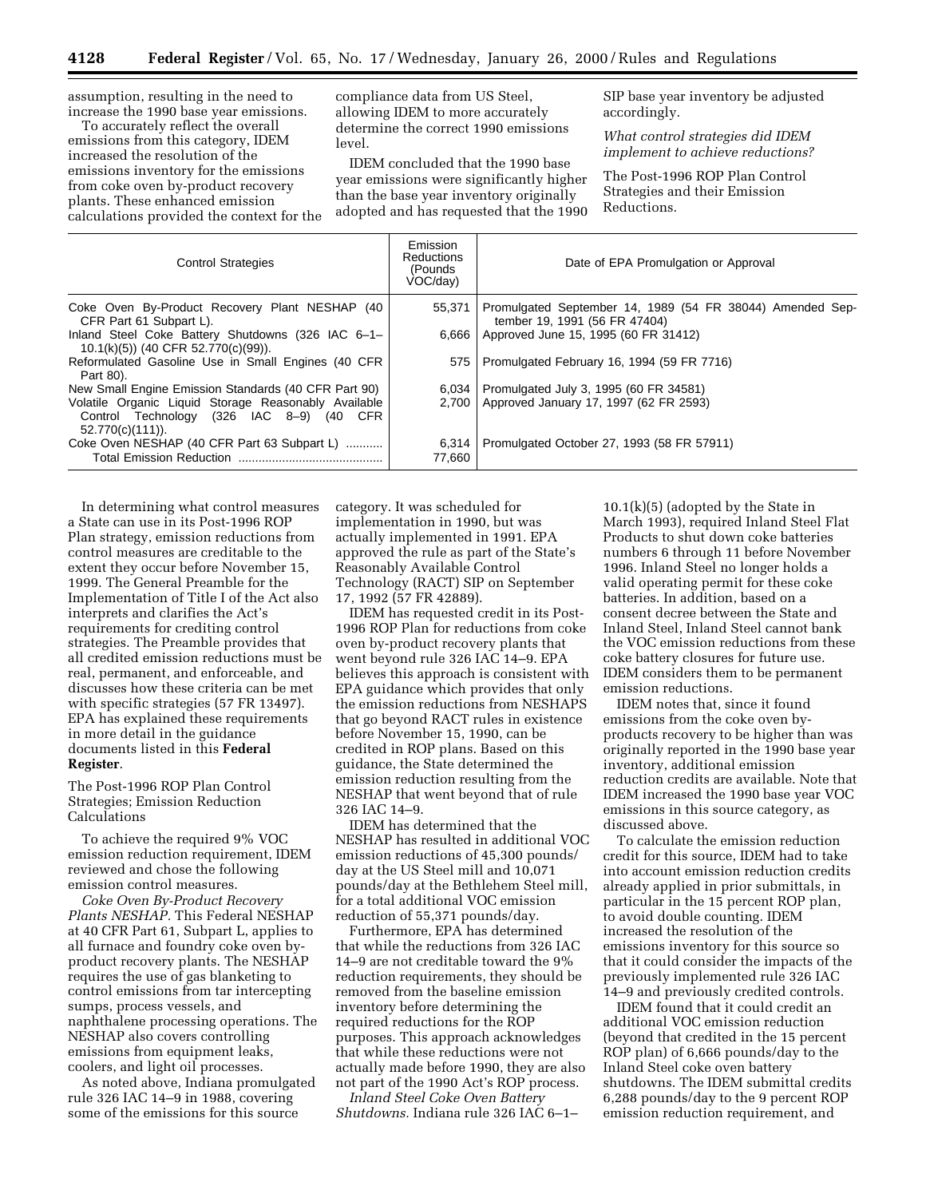assumption, resulting in the need to increase the 1990 base year emissions.

To accurately reflect the overall emissions from this category, IDEM increased the resolution of the emissions inventory for the emissions from coke oven by-product recovery plants. These enhanced emission calculations provided the context for the compliance data from US Steel, allowing IDEM to more accurately determine the correct 1990 emissions level.

IDEM concluded that the 1990 base year emissions were significantly higher than the base year inventory originally adopted and has requested that the 1990 SIP base year inventory be adjusted accordingly.

*What control strategies did IDEM implement to achieve reductions?*

The Post-1996 ROP Plan Control Strategies and their Emission Reductions.

| Control Strategies | Emission Reductions (Pounds VOC/day) | Date of EPA Promulgation or Approval |
|---|---|---|
| Coke Oven By-Product Recovery Plant NESHAP (40 CFR Part 61 Subpart L). | 55,371 | Promulgated September 14, 1989 (54 FR 38044) Amended September 19, 1991 (56 FR 47404) |
| Inland Steel Coke Battery Shutdowns (326 IAC 6–1–10.1(k)(5)) (40 CFR 52.770(c)(99)). | 6,666 | Approved June 15, 1995 (60 FR 31412) |
| Reformulated Gasoline Use in Small Engines (40 CFR Part 80). | 575 | Promulgated February 16, 1994 (59 FR 7716) |
| New Small Engine Emission Standards (40 CFR Part 90) | 6,034 | Promulgated July 3, 1995 (60 FR 34581) |
| Volatile Organic Liquid Storage Reasonably Available Control Technology (326 IAC 8–9) (40 CFR 52.770(c)(111)). | 2,700 | Approved January 17, 1997 (62 FR 2593) |
| Coke Oven NESHAP (40 CFR Part 63 Subpart L) | 6,314 | Promulgated October 27, 1993 (58 FR 57911) |
| Total Emission Reduction | 77,660 | |

In determining what control measures a State can use in its Post-1996 ROP Plan strategy, emission reductions from control measures are creditable to the extent they occur before November 15, 1999. The General Preamble for the Implementation of Title I of the Act also interprets and clarifies the Act's requirements for crediting control strategies. The Preamble provides that all credited emission reductions must be real, permanent, and enforceable, and discusses how these criteria can be met with specific strategies (57 FR 13497). EPA has explained these requirements in more detail in the guidance documents listed in this **Federal Register**.

The Post-1996 ROP Plan Control Strategies; Emission Reduction Calculations

To achieve the required 9% VOC emission reduction requirement, IDEM reviewed and chose the following emission control measures.

*Coke Oven By-Product Recovery Plants NESHAP.* This Federal NESHAP at 40 CFR Part 61, Subpart L, applies to all furnace and foundry coke oven by-product recovery plants. The NESHAP requires the use of gas blanketing to control emissions from tar intercepting sumps, process vessels, and naphthalene processing operations. The NESHAP also covers controlling emissions from equipment leaks, coolers, and light oil processes.

As noted above, Indiana promulgated rule 326 IAC 14–9 in 1988, covering some of the emissions for this source category. It was scheduled for implementation in 1990, but was actually implemented in 1991. EPA approved the rule as part of the State's Reasonably Available Control Technology (RACT) SIP on September 17, 1992 (57 FR 42889).

IDEM has requested credit in its Post-1996 ROP Plan for reductions from coke oven by-product recovery plants that went beyond rule 326 IAC 14–9. EPA believes this approach is consistent with EPA guidance which provides that only the emission reductions from NESHAPS that go beyond RACT rules in existence before November 15, 1990, can be credited in ROP plans. Based on this guidance, the State determined the emission reduction resulting from the NESHAP that went beyond that of rule 326 IAC 14–9.

IDEM has determined that the NESHAP has resulted in additional VOC emission reductions of 45,300 pounds/day at the US Steel mill and 10,071 pounds/day at the Bethlehem Steel mill, for a total additional VOC emission reduction of 55,371 pounds/day.

Furthermore, EPA has determined that while the reductions from 326 IAC 14–9 are not creditable toward the 9% reduction requirements, they should be removed from the baseline emission inventory before determining the required reductions for the ROP purposes. This approach acknowledges that while these reductions were not actually made before 1990, they are also not part of the 1990 Act's ROP process.

*Inland Steel Coke Oven Battery Shutdowns.* Indiana rule 326 IAC 6–1–10.1(k)(5) (adopted by the State in March 1993), required Inland Steel Flat Products to shut down coke batteries numbers 6 through 11 before November 1996. Inland Steel no longer holds a valid operating permit for these coke batteries. In addition, based on a consent decree between the State and Inland Steel, Inland Steel cannot bank the VOC emission reductions from these coke battery closures for future use. IDEM considers them to be permanent emission reductions.

IDEM notes that, since it found emissions from the coke oven by-products recovery to be higher than was originally reported in the 1990 base year inventory, additional emission reduction credits are available. Note that IDEM increased the 1990 base year VOC emissions in this source category, as discussed above.

To calculate the emission reduction credit for this source, IDEM had to take into account emission reduction credits already applied in prior submittals, in particular in the 15 percent ROP plan, to avoid double counting. IDEM increased the resolution of the emissions inventory for this source so that it could consider the impacts of the previously implemented rule 326 IAC 14–9 and previously credited controls.

IDEM found that it could credit an additional VOC emission reduction (beyond that credited in the 15 percent ROP plan) of 6,666 pounds/day to the Inland Steel coke oven battery shutdowns. The IDEM submittal credits 6,288 pounds/day to the 9 percent ROP emission reduction requirement, and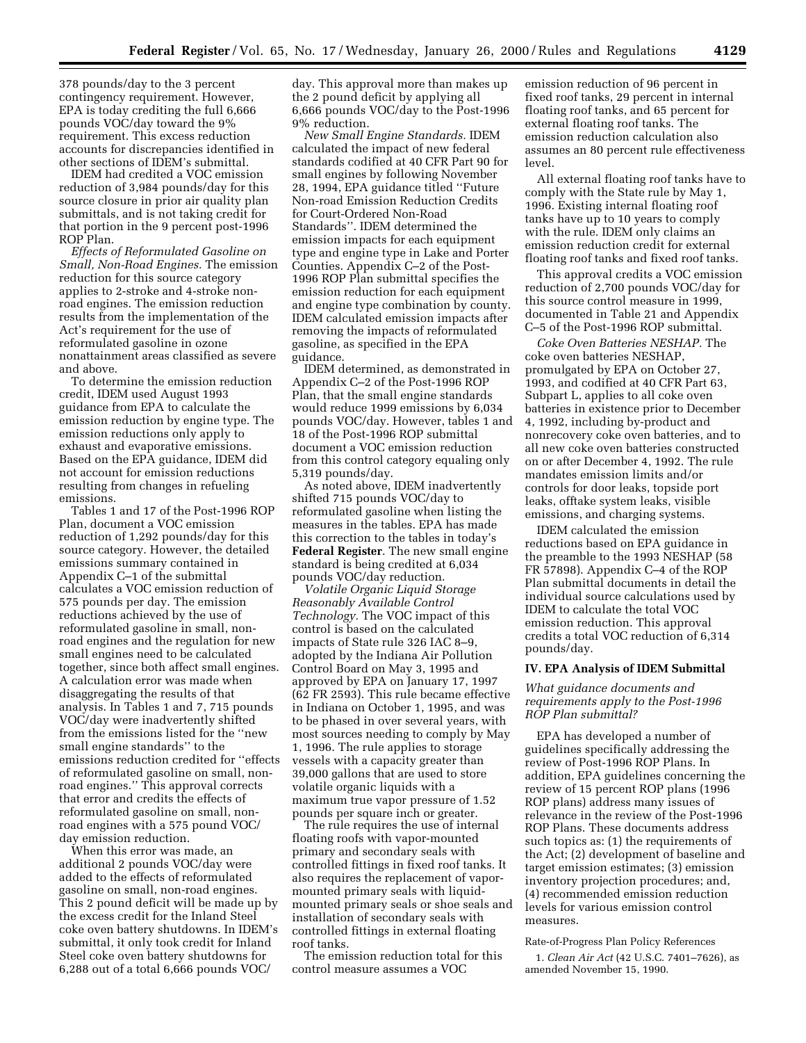378 pounds/day to the 3 percent contingency requirement. However, EPA is today crediting the full 6,666 pounds VOC/day toward the 9% requirement. This excess reduction accounts for discrepancies identified in other sections of IDEM's submittal.

IDEM had credited a VOC emission reduction of 3,984 pounds/day for this source closure in prior air quality plan submittals, and is not taking credit for that portion in the 9 percent post-1996 ROP Plan.

*Effects of Reformulated Gasoline on Small, Non-Road Engines.* The emission reduction for this source category applies to 2-stroke and 4-stroke non-road engines. The emission reduction results from the implementation of the Act's requirement for the use of reformulated gasoline in ozone nonattainment areas classified as severe and above.

To determine the emission reduction credit, IDEM used August 1993 guidance from EPA to calculate the emission reduction by engine type. The emission reductions only apply to exhaust and evaporative emissions. Based on the EPA guidance, IDEM did not account for emission reductions resulting from changes in refueling emissions.

Tables 1 and 17 of the Post-1996 ROP Plan, document a VOC emission reduction of 1,292 pounds/day for this source category. However, the detailed emissions summary contained in Appendix C–1 of the submittal calculates a VOC emission reduction of 575 pounds per day. The emission reductions achieved by the use of reformulated gasoline in small, non-road engines and the regulation for new small engines need to be calculated together, since both affect small engines. A calculation error was made when disaggregating the results of that analysis. In Tables 1 and 7, 715 pounds VOC/day were inadvertently shifted from the emissions listed for the "new small engine standards" to the emissions reduction credited for "effects of reformulated gasoline on small, non-road engines." This approval corrects that error and credits the effects of reformulated gasoline on small, non-road engines with a 575 pound VOC/day emission reduction.

When this error was made, an additional 2 pounds VOC/day were added to the effects of reformulated gasoline on small, non-road engines. This 2 pound deficit will be made up by the excess credit for the Inland Steel coke oven battery shutdowns. In IDEM's submittal, it only took credit for Inland Steel coke oven battery shutdowns for 6,288 out of a total 6,666 pounds VOC/day. This approval more than makes up the 2 pound deficit by applying all 6,666 pounds VOC/day to the Post-1996 9% reduction.

*New Small Engine Standards.* IDEM calculated the impact of new federal standards codified at 40 CFR Part 90 for small engines by following November 28, 1994, EPA guidance titled "Future Non-road Emission Reduction Credits for Court-Ordered Non-Road Standards". IDEM determined the emission impacts for each equipment type and engine type in Lake and Porter Counties. Appendix C–2 of the Post-1996 ROP Plan submittal specifies the emission reduction for each equipment and engine type combination by county. IDEM calculated emission impacts after removing the impacts of reformulated gasoline, as specified in the EPA guidance.

IDEM determined, as demonstrated in Appendix C–2 of the Post-1996 ROP Plan, that the small engine standards would reduce 1999 emissions by 6,034 pounds VOC/day. However, tables 1 and 18 of the Post-1996 ROP submittal document a VOC emission reduction from this control category equaling only 5,319 pounds/day.

As noted above, IDEM inadvertently shifted 715 pounds VOC/day to reformulated gasoline when listing the measures in the tables. EPA has made this correction to the tables in today's **Federal Register**. The new small engine standard is being credited at 6,034 pounds VOC/day reduction.

*Volatile Organic Liquid Storage Reasonably Available Control Technology.* The VOC impact of this control is based on the calculated impacts of State rule 326 IAC 8–9, adopted by the Indiana Air Pollution Control Board on May 3, 1995 and approved by EPA on January 17, 1997 (62 FR 2593). This rule became effective in Indiana on October 1, 1995, and was to be phased in over several years, with most sources needing to comply by May 1, 1996. The rule applies to storage vessels with a capacity greater than 39,000 gallons that are used to store volatile organic liquids with a maximum true vapor pressure of 1.52 pounds per square inch or greater.

The rule requires the use of internal floating roofs with vapor-mounted primary and secondary seals with controlled fittings in fixed roof tanks. It also requires the replacement of vapor-mounted primary seals with liquid-mounted primary seals or shoe seals and installation of secondary seals with controlled fittings in external floating roof tanks.

The emission reduction total for this control measure assumes a VOC emission reduction of 96 percent in fixed roof tanks, 29 percent in internal floating roof tanks, and 65 percent for external floating roof tanks. The emission reduction calculation also assumes an 80 percent rule effectiveness level.

All external floating roof tanks have to comply with the State rule by May 1, 1996. Existing internal floating roof tanks have up to 10 years to comply with the rule. IDEM only claims an emission reduction credit for external floating roof tanks and fixed roof tanks.

This approval credits a VOC emission reduction of 2,700 pounds VOC/day for this source control measure in 1999, documented in Table 21 and Appendix C–5 of the Post-1996 ROP submittal.

*Coke Oven Batteries NESHAP.* The coke oven batteries NESHAP, promulgated by EPA on October 27, 1993, and codified at 40 CFR Part 63, Subpart L, applies to all coke oven batteries in existence prior to December 4, 1992, including by-product and nonrecovery coke oven batteries, and to all new coke oven batteries constructed on or after December 4, 1992. The rule mandates emission limits and/or controls for door leaks, topside port leaks, offtake system leaks, visible emissions, and charging systems.

IDEM calculated the emission reductions based on EPA guidance in the preamble to the 1993 NESHAP (58 FR 57898). Appendix C–4 of the ROP Plan submittal documents in detail the individual source calculations used by IDEM to calculate the total VOC emission reduction. This approval credits a total VOC reduction of 6,314 pounds/day.

## IV. EPA Analysis of IDEM Submittal

### *What guidance documents and requirements apply to the Post-1996 ROP Plan submittal?*

EPA has developed a number of guidelines specifically addressing the review of Post-1996 ROP Plans. In addition, EPA guidelines concerning the review of 15 percent ROP plans (1996 ROP plans) address many issues of relevance in the review of the Post-1996 ROP Plans. These documents address such topics as: (1) the requirements of the Act; (2) development of baseline and target emission estimates; (3) emission inventory projection procedures; and, (4) recommended emission reduction levels for various emission control measures.

Rate-of-Progress Plan Policy References

1. *Clean Air Act* (42 U.S.C. 7401–7626), as amended November 15, 1990.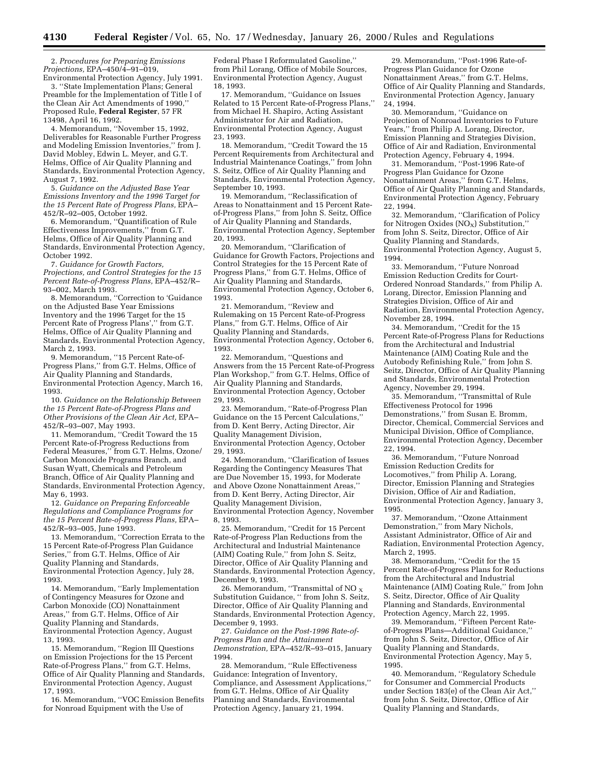2. *Procedures for Preparing Emissions Projections,* EPA–450/4–91–019, Environmental Protection Agency, July 1991.

3. ''State Implementation Plans; General Preamble for the Implementation of Title I of the Clean Air Act Amendments of 1990,'' Proposed Rule, **Federal Register**, 57 FR 13498, April 16, 1992.

4. Memorandum, ''November 15, 1992, Deliverables for Reasonable Further Progress and Modeling Emission Inventories,'' from J. David Mobley, Edwin L. Meyer, and G.T. Helms, Office of Air Quality Planning and Standards, Environmental Protection Agency, August 7, 1992.

5. *Guidance on the Adjusted Base Year Emissions Inventory and the 1996 Target for the 15 Percent Rate of Progress Plans,* EPA–452/R–92–005, October 1992.

6. Memorandum, ''Quantification of Rule Effectiveness Improvements,'' from G.T. Helms, Office of Air Quality Planning and Standards, Environmental Protection Agency, October 1992.

7. *Guidance for Growth Factors, Projections, and Control Strategies for the 15 Percent Rate-of-Progress Plans,* EPA–452/R–93–002, March 1993.

8. Memorandum, ''Correction to 'Guidance on the Adjusted Base Year Emissions Inventory and the 1996 Target for the 15 Percent Rate of Progress Plans','' from G.T. Helms, Office of Air Quality Planning and Standards, Environmental Protection Agency, March 2, 1993.

9. Memorandum, ''15 Percent Rate-of-Progress Plans,'' from G.T. Helms, Office of Air Quality Planning and Standards, Environmental Protection Agency, March 16, 1993.

10. *Guidance on the Relationship Between the 15 Percent Rate-of-Progress Plans and Other Provisions of the Clean Air Act,* EPA–452/R–93–007, May 1993.

11. Memorandum, ''Credit Toward the 15 Percent Rate-of-Progress Reductions from Federal Measures,'' from G.T. Helms, Ozone/Carbon Monoxide Programs Branch, and Susan Wyatt, Chemicals and Petroleum Branch, Office of Air Quality Planning and Standards, Environmental Protection Agency, May 6, 1993.

12. *Guidance on Preparing Enforceable Regulations and Compliance Programs for the 15 Percent Rate-of-Progress Plans,* EPA–452/R–93–005, June 1993.

13. Memorandum, ''Correction Errata to the 15 Percent Rate-of-Progress Plan Guidance Series,'' from G.T. Helms, Office of Air Quality Planning and Standards, Environmental Protection Agency, July 28, 1993.

14. Memorandum, ''Early Implementation of Contingency Measures for Ozone and Carbon Monoxide (CO) Nonattainment Areas,'' from G.T. Helms, Office of Air Quality Planning and Standards, Environmental Protection Agency, August 13, 1993.

15. Memorandum, ''Region III Questions on Emission Projections for the 15 Percent Rate-of-Progress Plans,'' from G.T. Helms, Office of Air Quality Planning and Standards, Environmental Protection Agency, August 17, 1993.

16. Memorandum, ''VOC Emission Benefits for Nonroad Equipment with the Use of Federal Phase I Reformulated Gasoline,'' from Phil Lorang, Office of Mobile Sources, Environmental Protection Agency, August 18, 1993.

17. Memorandum, ''Guidance on Issues Related to 15 Percent Rate-of-Progress Plans,'' from Michael H. Shapiro, Acting Assistant Administrator for Air and Radiation, Environmental Protection Agency, August 23, 1993.

18. Memorandum, ''Credit Toward the 15 Percent Requirements from Architectural and Industrial Maintenance Coatings,'' from John S. Seitz, Office of Air Quality Planning and Standards, Environmental Protection Agency, September 10, 1993.

19. Memorandum, ''Reclassification of Areas to Nonattainment and 15 Percent Rate-of-Progress Plans,'' from John S. Seitz, Office of Air Quality Planning and Standards, Environmental Protection Agency, September 20, 1993.

20. Memorandum, ''Clarification of Guidance for Growth Factors, Projections and Control Strategies for the 15 Percent Rate of Progress Plans,'' from G.T. Helms, Office of Air Quality Planning and Standards, Environmental Protection Agency, October 6, 1993.

21. Memorandum, ''Review and Rulemaking on 15 Percent Rate-of-Progress Plans,'' from G.T. Helms, Office of Air Quality Planning and Standards, Environmental Protection Agency, October 6, 1993.

22. Memorandum, ''Questions and Answers from the 15 Percent Rate-of-Progress Plan Workshop,'' from G.T. Helms, Office of Air Quality Planning and Standards, Environmental Protection Agency, October 29, 1993.

23. Memorandum, ''Rate-of-Progress Plan Guidance on the 15 Percent Calculations,'' from D. Kent Berry, Acting Director, Air Quality Management Division, Environmental Protection Agency, October 29, 1993.

24. Memorandum, ''Clarification of Issues Regarding the Contingency Measures That are Due November 15, 1993, for Moderate and Above Ozone Nonattainment Areas,'' from D. Kent Berry, Acting Director, Air Quality Management Division, Environmental Protection Agency, November 8, 1993.

25. Memorandum, ''Credit for 15 Percent Rate-of-Progress Plan Reductions from the Architectural and Industrial Maintenance (AIM) Coating Rule,'' from John S. Seitz, Director, Office of Air Quality Planning and Standards, Environmental Protection Agency, December 9, 1993.

26. Memorandum, ''Transmittal of $NO_X$ Substitution Guidance, '' from John S. Seitz, Director, Office of Air Quality Planning and Standards, Environmental Protection Agency, December 9, 1993.

27. *Guidance on the Post-1996 Rate-of-Progress Plan and the Attainment Demonstration,* EPA–452/R–93–015, January 1994.

28. Memorandum, ''Rule Effectiveness Guidance: Integration of Inventory, Compliance, and Assessment Applications,'' from G.T. Helms, Office of Air Quality Planning and Standards, Environmental Protection Agency, January 21, 1994.

29. Memorandum, ''Post-1996 Rate-of-Progress Plan Guidance for Ozone Nonattainment Areas,'' from G.T. Helms, Office of Air Quality Planning and Standards, Environmental Protection Agency, January 24, 1994.

30. Memorandum, ''Guidance on Projection of Nonroad Inventories to Future Years,'' from Philip A. Lorang, Director, Emission Planning and Strategies Division, Office of Air and Radiation, Environmental Protection Agency, February 4, 1994.

31. Memorandum, ''Post-1996 Rate-of Progress Plan Guidance for Ozone Nonattainment Areas,'' from G.T. Helms, Office of Air Quality Planning and Standards, Environmental Protection Agency, February 22, 1994.

32. Memorandum, ''Clarification of Policy for Nitrogen Oxides ($NO_X$) Substitution,'' from John S. Seitz, Director, Office of Air Quality Planning and Standards, Environmental Protection Agency, August 5, 1994.

33. Memorandum, ''Future Nonroad Emission Reduction Credits for Court-Ordered Nonroad Standards,'' from Philip A. Lorang, Director, Emission Planning and Strategies Division, Office of Air and Radiation, Environmental Protection Agency, November 28, 1994.

34. Memorandum, ''Credit for the 15 Percent Rate-of-Progress Plans for Reductions from the Architectural and Industrial Maintenance (AIM) Coating Rule and the Autobody Refinishing Rule,'' from John S. Seitz, Director, Office of Air Quality Planning and Standards, Environmental Protection Agency, November 29, 1994.

35. Memorandum, ''Transmittal of Rule Effectiveness Protocol for 1996 Demonstrations,'' from Susan E. Bromm, Director, Chemical, Commercial Services and Municipal Division, Office of Compliance, Environmental Protection Agency, December 22, 1994.

36. Memorandum, ''Future Nonroad Emission Reduction Credits for Locomotives,'' from Philip A. Lorang, Director, Emission Planning and Strategies Division, Office of Air and Radiation, Environmental Protection Agency, January 3, 1995.

37. Memorandum, ''Ozone Attainment Demonstration,'' from Mary Nichols, Assistant Administrator, Office of Air and Radiation, Environmental Protection Agency, March 2, 1995.

38. Memorandum, ''Credit for the 15 Percent Rate-of-Progress Plans for Reductions from the Architectural and Industrial Maintenance (AIM) Coating Rule,'' from John S. Seitz, Director, Office of Air Quality Planning and Standards, Environmental Protection Agency, March 22, 1995.

39. Memorandum, ''Fifteen Percent Rate-of-Progress Plans—Additional Guidance,'' from John S. Seitz, Director, Office of Air Quality Planning and Standards, Environmental Protection Agency, May 5, 1995.

40. Memorandum, ''Regulatory Schedule for Consumer and Commercial Products under Section 183(e) of the Clean Air Act,'' from John S. Seitz, Director, Office of Air Quality Planning and Standards,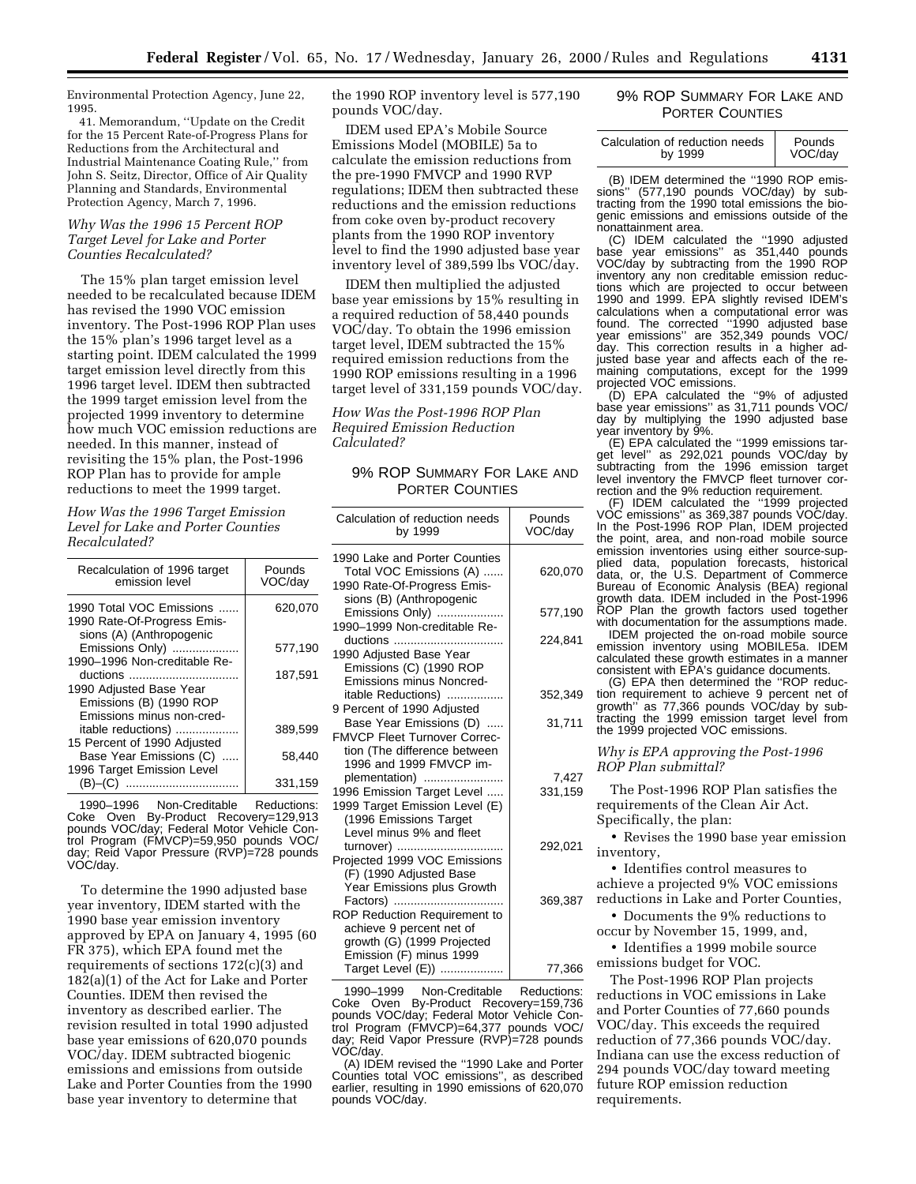Environmental Protection Agency, June 22, 1995.

41. Memorandum, ''Update on the Credit for the 15 Percent Rate-of-Progress Plans for Reductions from the Architectural and Industrial Maintenance Coating Rule,'' from John S. Seitz, Director, Office of Air Quality Planning and Standards, Environmental Protection Agency, March 7, 1996.

*Why Was the 1996 15 Percent ROP Target Level for Lake and Porter Counties Recalculated?*

The 15% plan target emission level needed to be recalculated because IDEM has revised the 1990 VOC emission inventory. The Post-1996 ROP Plan uses the 15% plan's 1996 target level as a starting point. IDEM calculated the 1999 target emission level directly from this 1996 target level. IDEM then subtracted the 1999 target emission level from the projected 1999 inventory to determine how much VOC emission reductions are needed. In this manner, instead of revisiting the 15% plan, the Post-1996 ROP Plan has to provide for ample reductions to meet the 1999 target.

*How Was the 1996 Target Emission Level for Lake and Porter Counties Recalculated?*

| Recalculation of 1996 target emission level | Pounds VOC/day |
|---|---|
| 1990 Total VOC Emissions | 620,070 |
| 1990 Rate-Of-Progress Emissions (A) (Anthropogenic Emissions Only) | 577,190 |
| 1990–1996 Non-creditable Reductions | 187,591 |
| 1990 Adjusted Base Year Emissions (B) (1990 ROP Emissions minus non-creditable reductions) | 389,599 |
| 15 Percent of 1990 Adjusted Base Year Emissions (C) | 58,440 |
| 1996 Target Emission Level (B)–(C) | 331,159 |

1990–1996 Non-Creditable Reductions: Coke Oven By-Product Recovery=129,913 pounds VOC/day; Federal Motor Vehicle Control Program (FMVCP)=59,950 pounds VOC/day; Reid Vapor Pressure (RVP)=728 pounds VOC/day.

To determine the 1990 adjusted base year inventory, IDEM started with the 1990 base year emission inventory approved by EPA on January 4, 1995 (60 FR 375), which EPA found met the requirements of sections 172(c)(3) and 182(a)(1) of the Act for Lake and Porter Counties. IDEM then revised the inventory as described earlier. The revision resulted in total 1990 adjusted base year emissions of 620,070 pounds VOC/day. IDEM subtracted biogenic emissions and emissions from outside Lake and Porter Counties from the 1990 base year inventory to determine that the 1990 ROP inventory level is 577,190 pounds VOC/day.

IDEM used EPA's Mobile Source Emissions Model (MOBILE) 5a to calculate the emission reductions from the pre-1990 FMVCP and 1990 RVP regulations; IDEM then subtracted these reductions and the emission reductions from coke oven by-product recovery plants from the 1990 ROP inventory level to find the 1990 adjusted base year inventory level of 389,599 lbs VOC/day.

IDEM then multiplied the adjusted base year emissions by 15% resulting in a required reduction of 58,440 pounds VOC/day. To obtain the 1996 emission target level, IDEM subtracted the 15% required emission reductions from the 1990 ROP emissions resulting in a 1996 target level of 331,159 pounds VOC/day.

*How Was the Post-1996 ROP Plan Required Emission Reduction Calculated?*

9% ROP SUMMARY FOR LAKE AND PORTER COUNTIES

| Calculation of reduction needs by 1999 | Pounds VOC/day |
|---|---|
| 1990 Lake and Porter Counties Total VOC Emissions (A) | 620,070 |
| 1990 Rate-Of-Progress Emissions (B) (Anthropogenic Emissions Only) | 577,190 |
| 1990–1999 Non-creditable Reductions | 224,841 |
| 1990 Adjusted Base Year Emissions (C) (1990 ROP Emissions minus Noncreditable Reductions) | 352,349 |
| 9 Percent of 1990 Adjusted Base Year Emissions (D) | 31,711 |
| FMVCP Fleet Turnover Correction (The difference between 1996 and 1999 FMVCP implementation) | 7,427 |
| 1996 Emission Target Level | 331,159 |
| 1999 Target Emission Level (E) (1996 Emissions Target Level minus 9% and fleet turnover) | 292,021 |
| Projected 1999 VOC Emissions (F) (1990 Adjusted Base Year Emissions plus Growth Factors) | 369,387 |
| ROP Reduction Requirement to achieve 9 percent net of growth (G) (1999 Projected Emission (F) minus 1999 Target Level (E)) | 77,366 |

1990–1999 Non-Creditable Reductions: Coke Oven By-Product Recovery=159,736 pounds VOC/day; Federal Motor Vehicle Control Program (FMVCP)=64,377 pounds VOC/day; Reid Vapor Pressure (RVP)=728 pounds VOC/day.

(A) IDEM revised the ''1990 Lake and Porter Counties total VOC emissions'', as described earlier, resulting in 1990 emissions of 620,070 pounds VOC/day.

(B) IDEM determined the ''1990 ROP emissions'' (577,190 pounds VOC/day) by subtracting from the 1990 total emissions the biogenic emissions and emissions outside of the nonattainment area.

(C) IDEM calculated the ''1990 adjusted base year emissions'' as 351,440 pounds VOC/day by subtracting from the 1990 ROP inventory any non creditable emission reductions which are projected to occur between 1990 and 1999. EPA slightly revised IDEM's calculations when a computational error was found. The corrected ''1990 adjusted base year emissions'' are 352,349 pounds VOC/day. This correction results in a higher adjusted base year and affects each of the remaining computations, except for the 1999 projected VOC emissions.

(D) EPA calculated the ''9% of adjusted base year emissions'' as 31,711 pounds VOC/day by multiplying the 1990 adjusted base year inventory by 9%.

(E) EPA calculated the ''1999 emissions target level'' as 292,021 pounds VOC/day by subtracting from the 1996 emission target level inventory the FMVCP fleet turnover correction and the 9% reduction requirement.

(F) IDEM calculated the ''1999 projected VOC emissions'' as 369,387 pounds VOC/day. In the Post-1996 ROP Plan, IDEM projected the point, area, and non-road mobile source emission inventories using either source-supplied data, population forecasts, historical data, or, the U.S. Department of Commerce Bureau of Economic Analysis (BEA) regional growth data. IDEM included in the Post-1996 ROP Plan the growth factors used together with documentation for the assumptions made.

IDEM projected the on-road mobile source emission inventory using MOBILE5a. IDEM calculated these growth estimates in a manner consistent with EPA's guidance documents.

(G) EPA then determined the ''ROP reduction requirement to achieve 9 percent net of growth'' as 77,366 pounds VOC/day by subtracting the 1999 emission target level from the 1999 projected VOC emissions.

*Why is EPA approving the Post-1996 ROP Plan submittal?*

The Post-1996 ROP Plan satisfies the requirements of the Clean Air Act. Specifically, the plan:

- Revises the 1990 base year emission inventory,
- Identifies control measures to achieve a projected 9% VOC emissions reductions in Lake and Porter Counties,
- Documents the 9% reductions to occur by November 15, 1999, and,
- Identifies a 1999 mobile source emissions budget for VOC.

The Post-1996 ROP Plan projects reductions in VOC emissions in Lake and Porter Counties of 77,660 pounds VOC/day. This exceeds the required reduction of 77,366 pounds VOC/day. Indiana can use the excess reduction of 294 pounds VOC/day toward meeting future ROP emission reduction requirements.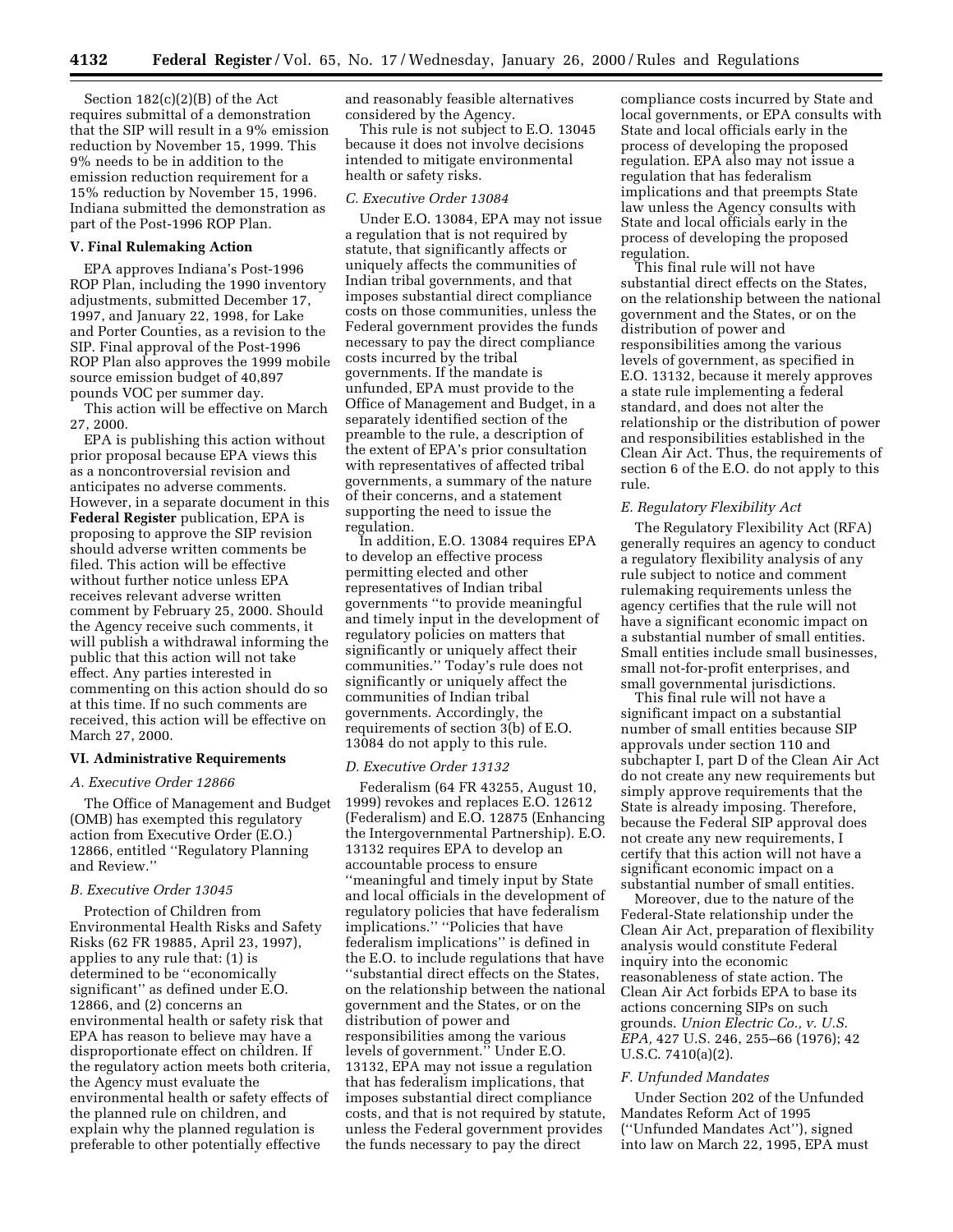Section 182(c)(2)(B) of the Act requires submittal of a demonstration that the SIP will result in a 9% emission reduction by November 15, 1999. This 9% needs to be in addition to the emission reduction requirement for a 15% reduction by November 15, 1996. Indiana submitted the demonstration as part of the Post-1996 ROP Plan.

### V. Final Rulemaking Action

EPA approves Indiana's Post-1996 ROP Plan, including the 1990 inventory adjustments, submitted December 17, 1997, and January 22, 1998, for Lake and Porter Counties, as a revision to the SIP. Final approval of the Post-1996 ROP Plan also approves the 1999 mobile source emission budget of 40,897 pounds VOC per summer day.

This action will be effective on March 27, 2000.

EPA is publishing this action without prior proposal because EPA views this as a noncontroversial revision and anticipates no adverse comments. However, in a separate document in this **Federal Register** publication, EPA is proposing to approve the SIP revision should adverse written comments be filed. This action will be effective without further notice unless EPA receives relevant adverse written comment by February 25, 2000. Should the Agency receive such comments, it will publish a withdrawal informing the public that this action will not take effect. Any parties interested in commenting on this action should do so at this time. If no such comments are received, this action will be effective on March 27, 2000.

### VI. Administrative Requirements

#### *A. Executive Order 12866*

The Office of Management and Budget (OMB) has exempted this regulatory action from Executive Order (E.O.) 12866, entitled ''Regulatory Planning and Review.''

#### *B. Executive Order 13045*

Protection of Children from Environmental Health Risks and Safety Risks (62 FR 19885, April 23, 1997), applies to any rule that: (1) is determined to be ''economically significant'' as defined under E.O. 12866, and (2) concerns an environmental health or safety risk that EPA has reason to believe may have a disproportionate effect on children. If the regulatory action meets both criteria, the Agency must evaluate the environmental health or safety effects of the planned rule on children, and explain why the planned regulation is preferable to other potentially effective and reasonably feasible alternatives considered by the Agency.

This rule is not subject to E.O. 13045 because it does not involve decisions intended to mitigate environmental health or safety risks.

#### *C. Executive Order 13084*

Under E.O. 13084, EPA may not issue a regulation that is not required by statute, that significantly affects or uniquely affects the communities of Indian tribal governments, and that imposes substantial direct compliance costs on those communities, unless the Federal government provides the funds necessary to pay the direct compliance costs incurred by the tribal governments. If the mandate is unfunded, EPA must provide to the Office of Management and Budget, in a separately identified section of the preamble to the rule, a description of the extent of EPA's prior consultation with representatives of affected tribal governments, a summary of the nature of their concerns, and a statement supporting the need to issue the regulation.

In addition, E.O. 13084 requires EPA to develop an effective process permitting elected and other representatives of Indian tribal governments ''to provide meaningful and timely input in the development of regulatory policies on matters that significantly or uniquely affect their communities.'' Today's rule does not significantly or uniquely affect the communities of Indian tribal governments. Accordingly, the requirements of section 3(b) of E.O. 13084 do not apply to this rule.

#### *D. Executive Order 13132*

Federalism (64 FR 43255, August 10, 1999) revokes and replaces E.O. 12612 (Federalism) and E.O. 12875 (Enhancing the Intergovernmental Partnership). E.O. 13132 requires EPA to develop an accountable process to ensure ''meaningful and timely input by State and local officials in the development of regulatory policies that have federalism implications.'' ''Policies that have federalism implications'' is defined in the E.O. to include regulations that have ''substantial direct effects on the States, on the relationship between the national government and the States, or on the distribution of power and responsibilities among the various levels of government.'' Under E.O. 13132, EPA may not issue a regulation that has federalism implications, that imposes substantial direct compliance costs, and that is not required by statute, unless the Federal government provides the funds necessary to pay the direct compliance costs incurred by State and local governments, or EPA consults with State and local officials early in the process of developing the proposed regulation. EPA also may not issue a regulation that has federalism implications and that preempts State law unless the Agency consults with State and local officials early in the process of developing the proposed regulation.

This final rule will not have substantial direct effects on the States, on the relationship between the national government and the States, or on the distribution of power and responsibilities among the various levels of government, as specified in E.O. 13132, because it merely approves a state rule implementing a federal standard, and does not alter the relationship or the distribution of power and responsibilities established in the Clean Air Act. Thus, the requirements of section 6 of the E.O. do not apply to this rule.

#### *E. Regulatory Flexibility Act*

The Regulatory Flexibility Act (RFA) generally requires an agency to conduct a regulatory flexibility analysis of any rule subject to notice and comment rulemaking requirements unless the agency certifies that the rule will not have a significant economic impact on a substantial number of small entities. Small entities include small businesses, small not-for-profit enterprises, and small governmental jurisdictions.

This final rule will not have a significant impact on a substantial number of small entities because SIP approvals under section 110 and subchapter I, part D of the Clean Air Act do not create any new requirements but simply approve requirements that the State is already imposing. Therefore, because the Federal SIP approval does not create any new requirements, I certify that this action will not have a significant economic impact on a substantial number of small entities.

Moreover, due to the nature of the Federal-State relationship under the Clean Air Act, preparation of flexibility analysis would constitute Federal inquiry into the economic reasonableness of state action. The Clean Air Act forbids EPA to base its actions concerning SIPs on such grounds. *Union Electric Co., v. U.S. EPA,* 427 U.S. 246, 255–66 (1976); 42 U.S.C. 7410(a)(2).

#### *F. Unfunded Mandates*

Under Section 202 of the Unfunded Mandates Reform Act of 1995 (''Unfunded Mandates Act''), signed into law on March 22, 1995, EPA must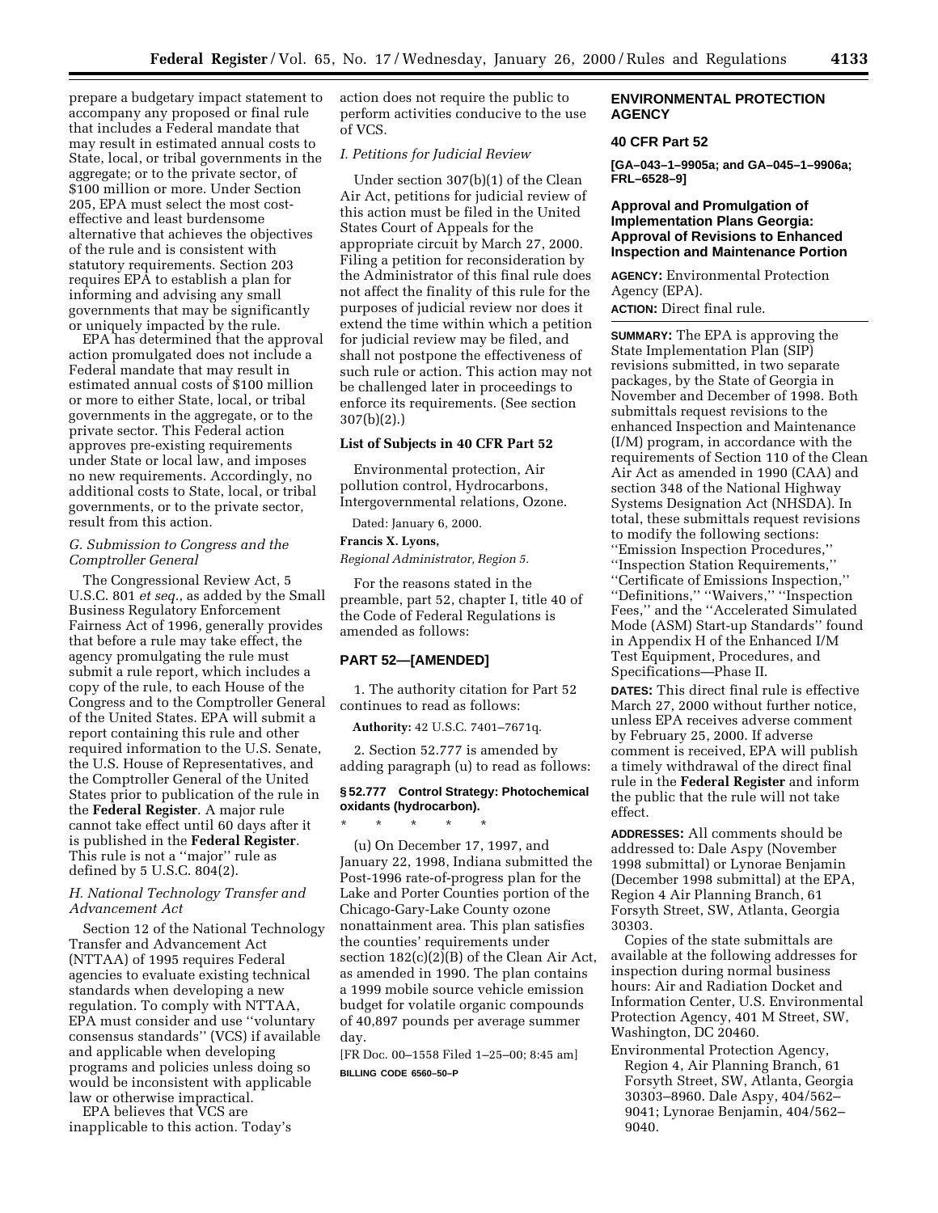prepare a budgetary impact statement to accompany any proposed or final rule that includes a Federal mandate that may result in estimated annual costs to State, local, or tribal governments in the aggregate; or to the private sector, of $100 million or more. Under Section 205, EPA must select the most cost-effective and least burdensome alternative that achieves the objectives of the rule and is consistent with statutory requirements. Section 203 requires EPA to establish a plan for informing and advising any small governments that may be significantly or uniquely impacted by the rule.

EPA has determined that the approval action promulgated does not include a Federal mandate that may result in estimated annual costs of $100 million or more to either State, local, or tribal governments in the aggregate, or to the private sector. This Federal action approves pre-existing requirements under State or local law, and imposes no new requirements. Accordingly, no additional costs to State, local, or tribal governments, or to the private sector, result from this action.

### *G. Submission to Congress and the Comptroller General*

The Congressional Review Act, 5 U.S.C. 801 *et seq.*, as added by the Small Business Regulatory Enforcement Fairness Act of 1996, generally provides that before a rule may take effect, the agency promulgating the rule must submit a rule report, which includes a copy of the rule, to each House of the Congress and to the Comptroller General of the United States. EPA will submit a report containing this rule and other required information to the U.S. Senate, the U.S. House of Representatives, and the Comptroller General of the United States prior to publication of the rule in the **Federal Register**. A major rule cannot take effect until 60 days after it is published in the **Federal Register**. This rule is not a ''major'' rule as defined by 5 U.S.C. 804(2).

### *H. National Technology Transfer and Advancement Act*

Section 12 of the National Technology Transfer and Advancement Act (NTTAA) of 1995 requires Federal agencies to evaluate existing technical standards when developing a new regulation. To comply with NTTAA, EPA must consider and use ''voluntary consensus standards'' (VCS) if available and applicable when developing programs and policies unless doing so would be inconsistent with applicable law or otherwise impractical.

EPA believes that VCS are inapplicable to this action. Today's action does not require the public to perform activities conducive to the use of VCS.

### *I. Petitions for Judicial Review*

Under section 307(b)(1) of the Clean Air Act, petitions for judicial review of this action must be filed in the United States Court of Appeals for the appropriate circuit by March 27, 2000. Filing a petition for reconsideration by the Administrator of this final rule does not affect the finality of this rule for the purposes of judicial review nor does it extend the time within which a petition for judicial review may be filed, and shall not postpone the effectiveness of such rule or action. This action may not be challenged later in proceedings to enforce its requirements. (See section 307(b)(2).)

### List of Subjects in 40 CFR Part 52

Environmental protection, Air pollution control, Hydrocarbons, Intergovernmental relations, Ozone.

Dated: January 6, 2000.

**Francis X. Lyons,**

*Regional Administrator, Region 5.*

For the reasons stated in the preamble, part 52, chapter I, title 40 of the Code of Federal Regulations is amended as follows:

## PART 52—[AMENDED]

1. The authority citation for Part 52 continues to read as follows:

**Authority:** 42 U.S.C. 7401–7671q.

2. Section 52.777 is amended by adding paragraph (u) to read as follows:

**§ 52.777 Control Strategy: Photochemical oxidants (hydrocarbon).**

\* \* \* \* \*

(u) On December 17, 1997, and January 22, 1998, Indiana submitted the Post-1996 rate-of-progress plan for the Lake and Porter Counties portion of the Chicago-Gary-Lake County ozone nonattainment area. This plan satisfies the counties' requirements under section 182(c)(2)(B) of the Clean Air Act, as amended in 1990. The plan contains a 1999 mobile source vehicle emission budget for volatile organic compounds of 40,897 pounds per average summer day.

[FR Doc. 00–1558 Filed 1–25–00; 8:45 am]

**BILLING CODE 6560–50–P**

## ENVIRONMENTAL PROTECTION AGENCY

### 40 CFR Part 52

**[GA–043–1–9905a; and GA–045–1–9906a; FRL–6528–9]**

### Approval and Promulgation of Implementation Plans Georgia: Approval of Revisions to Enhanced Inspection and Maintenance Portion

**AGENCY:** Environmental Protection Agency (EPA).

**ACTION:** Direct final rule.

**SUMMARY:** The EPA is approving the State Implementation Plan (SIP) revisions submitted, in two separate packages, by the State of Georgia in November and December of 1998. Both submittals request revisions to the enhanced Inspection and Maintenance (I/M) program, in accordance with the requirements of Section 110 of the Clean Air Act as amended in 1990 (CAA) and section 348 of the National Highway Systems Designation Act (NHSDA). In total, these submittals request revisions to modify the following sections: ''Emission Inspection Procedures,'' ''Inspection Station Requirements,'' ''Certificate of Emissions Inspection,'' ''Definitions,'' ''Waivers,'' ''Inspection Fees,'' and the ''Accelerated Simulated Mode (ASM) Start-up Standards'' found in Appendix H of the Enhanced I/M Test Equipment, Procedures, and Specifications—Phase II.

**DATES:** This direct final rule is effective March 27, 2000 without further notice, unless EPA receives adverse comment by February 25, 2000. If adverse comment is received, EPA will publish a timely withdrawal of the direct final rule in the **Federal Register** and inform the public that the rule will not take effect.

**ADDRESSES:** All comments should be addressed to: Dale Aspy (November 1998 submittal) or Lynorae Benjamin (December 1998 submittal) at the EPA, Region 4 Air Planning Branch, 61 Forsyth Street, SW, Atlanta, Georgia 30303.

Copies of the state submittals are available at the following addresses for inspection during normal business hours: Air and Radiation Docket and Information Center, U.S. Environmental Protection Agency, 401 M Street, SW, Washington, DC 20460.

Environmental Protection Agency, Region 4, Air Planning Branch, 61 Forsyth Street, SW, Atlanta, Georgia 30303–8960. Dale Aspy, 404/562–9041; Lynorae Benjamin, 404/562–9040.